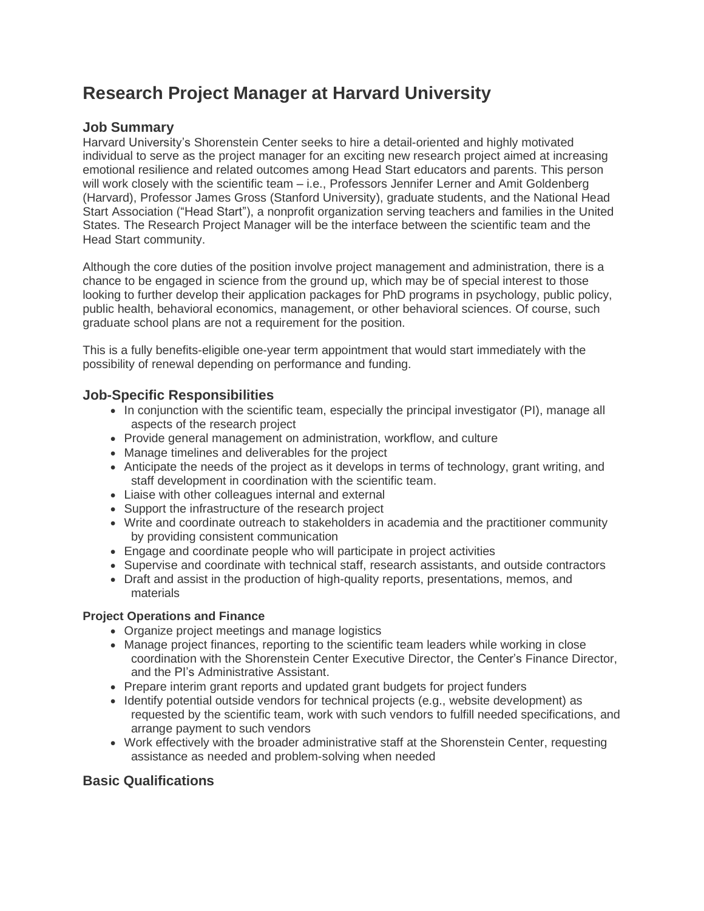# Research Project Manager at Harvard University

## Job Summary

Harvard University's Shorenstein Center seeks to hire a detail-oriented and highly motivated individual to serve as the project manager for an exciting new research project aimed at increasing emotional resilience and related outcomes among Head Start educators and parents. This person will work closely with the scientific team – i.e., Professors Jennifer Lerner and Amit Goldenberg (Harvard), Professor James Gross (Stanford University), graduate students, and the National Head Start Association ("Head Start"), a nonprofit organization serving teachers and families in the United States. The Research Project Manager will be the interface between the scientific team and the Head Start community.

Although the core duties of the position involve project management and administration, there is a chance to be engaged in science from the ground up, which may be of special interest to those looking to further develop their application packages for PhD programs in psychology, public policy, public health, behavioral economics, management, or other behavioral sciences. Of course, such graduate school plans are not a requirement for the position.

This is a fully benefits-eligible one-year term appointment that would start immediately with the possibility of renewal depending on performance and funding.

## Job-Specific Responsibilities

- In conjunction with the scientific team, especially the principal investigator (PI), manage all aspects of the research project
- Provide general management on administration, workflow, and culture
- Manage timelines and deliverables for the project
- Anticipate the needs of the project as it develops in terms of technology, grant writing, and staff development in coordination with the scientific team.
- Liaise with other colleagues internal and external
- Support the infrastructure of the research project
- Write and coordinate outreach to stakeholders in academia and the practitioner community by providing consistent communication
- Engage and coordinate people who will participate in project activities
- Supervise and coordinate with technical staff, research assistants, and outside contractors
- Draft and assist in the production of high-quality reports, presentations, memos, and materials

#### Project Operations and Finance

- Organize project meetings and manage logistics
- Manage project finances, reporting to the scientific team leaders while working in close coordination with the Shorenstein Center Executive Director, the Center's Finance Director, and the PI's Administrative Assistant.
- Prepare interim grant reports and updated grant budgets for project funders
- Identify potential outside vendors for technical projects (e.g., website development) as requested by the scientific team, work with such vendors to fulfill needed specifications, and arrange payment to such vendors
- Work effectively with the broader administrative staff at the Shorenstein Center, requesting assistance as needed and problem-solving when needed

## Basic Qualifications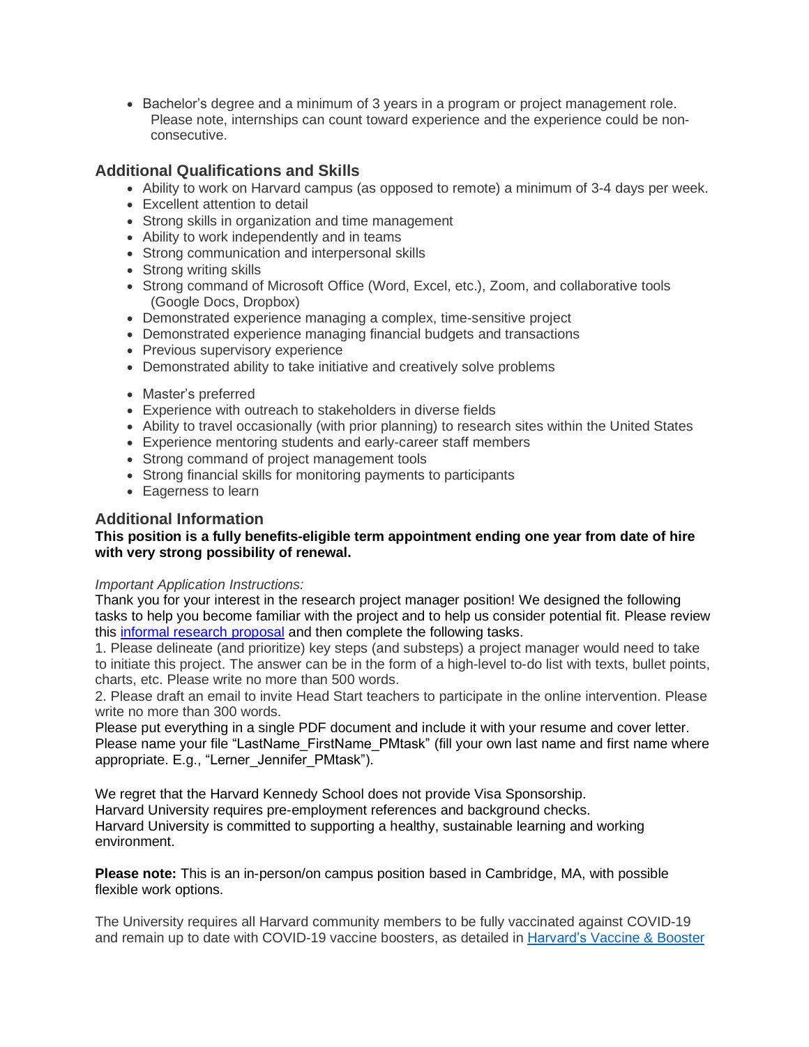- Bachelor's degree and a minimum of 3 years in a program or project management role. Please note, internships can count toward experience and the experience could be non-consecutive.

## Additional Qualifications and Skills

- Ability to work on Harvard campus (as opposed to remote) a minimum of 3-4 days per week.
- Excellent attention to detail
- Strong skills in organization and time management
- Ability to work independently and in teams
- Strong communication and interpersonal skills
- Strong writing skills
- Strong command of Microsoft Office (Word, Excel, etc.), Zoom, and collaborative tools (Google Docs, Dropbox)
- Demonstrated experience managing a complex, time-sensitive project
- Demonstrated experience managing financial budgets and transactions
- Previous supervisory experience
- Demonstrated ability to take initiative and creatively solve problems

- Master's preferred
- Experience with outreach to stakeholders in diverse fields
- Ability to travel occasionally (with prior planning) to research sites within the United States
- Experience mentoring students and early-career staff members
- Strong command of project management tools
- Strong financial skills for monitoring payments to participants
- Eagerness to learn

## Additional Information

**This position is a fully benefits-eligible term appointment ending one year from date of hire with very strong possibility of renewal.**

*Important Application Instructions:*

Thank you for your interest in the research project manager position! We designed the following tasks to help you become familiar with the project and to help us consider potential fit. Please review this [informal research proposal] and then complete the following tasks.

1. Please delineate (and prioritize) key steps (and substeps) a project manager would need to take to initiate this project. The answer can be in the form of a high-level to-do list with texts, bullet points, charts, etc. Please write no more than 500 words.

2. Please draft an email to invite Head Start teachers to participate in the online intervention. Please write no more than 300 words.

Please put everything in a single PDF document and include it with your resume and cover letter. Please name your file "LastName_FirstName_PMtask" (fill your own last name and first name where appropriate. E.g., "Lerner_Jennifer_PMtask").

We regret that the Harvard Kennedy School does not provide Visa Sponsorship.
Harvard University requires pre-employment references and background checks.
Harvard University is committed to supporting a healthy, sustainable learning and working environment.

**Please note:** This is an in-person/on campus position based in Cambridge, MA, with possible flexible work options.

The University requires all Harvard community members to be fully vaccinated against COVID-19 and remain up to date with COVID-19 vaccine boosters, as detailed in [Harvard's Vaccine & Booster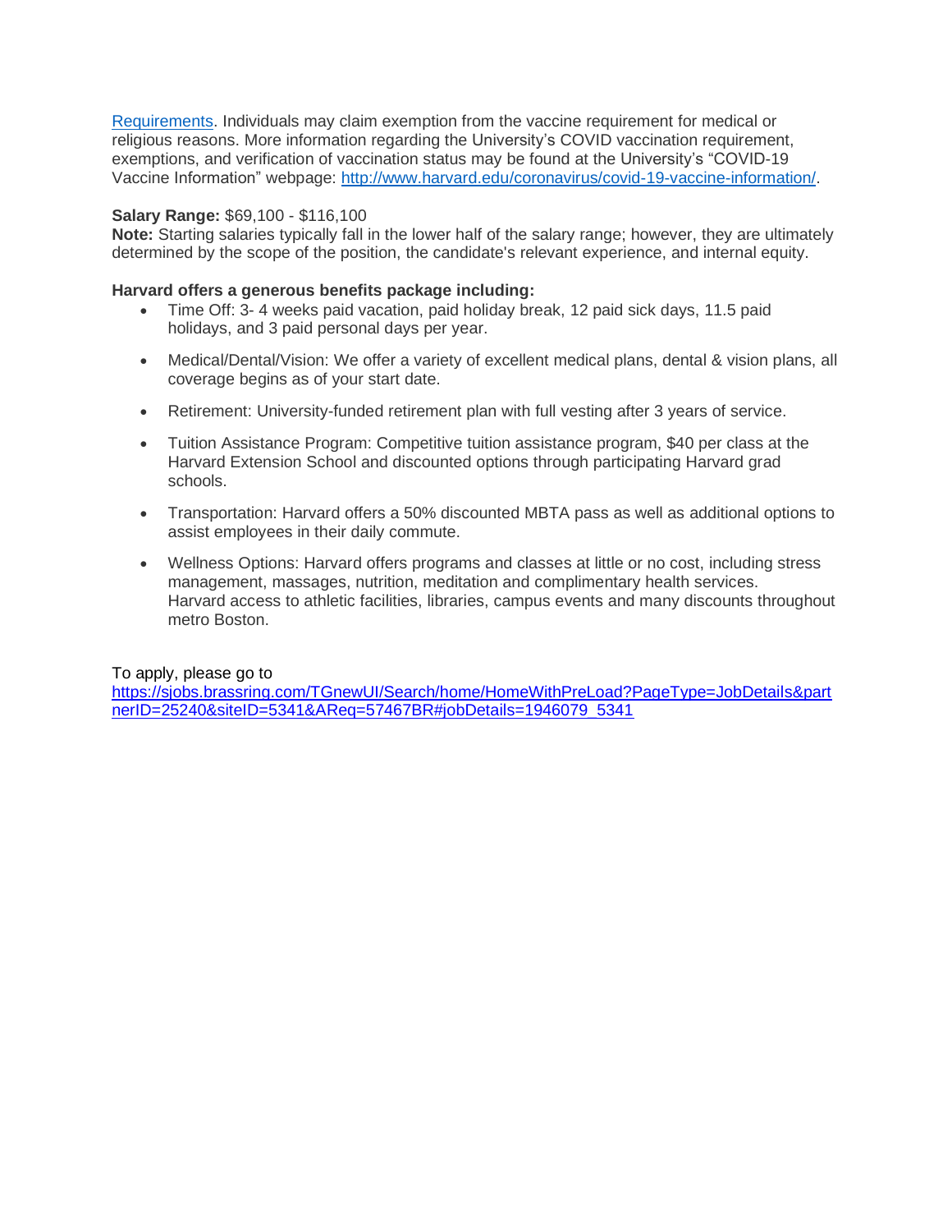[Requirements](). Individuals may claim exemption from the vaccine requirement for medical or religious reasons. More information regarding the University's COVID vaccination requirement, exemptions, and verification of vaccination status may be found at the University's "COVID-19 Vaccine Information" webpage: [http://www.harvard.edu/coronavirus/covid-19-vaccine-information/](http://www.harvard.edu/coronavirus/covid-19-vaccine-information/).

**Salary Range:** $69,100 - $116,100
**Note:** Starting salaries typically fall in the lower half of the salary range; however, they are ultimately determined by the scope of the position, the candidate's relevant experience, and internal equity.

**Harvard offers a generous benefits package including:**

- Time Off: 3- 4 weeks paid vacation, paid holiday break, 12 paid sick days, 11.5 paid holidays, and 3 paid personal days per year.
- Medical/Dental/Vision: We offer a variety of excellent medical plans, dental & vision plans, all coverage begins as of your start date.
- Retirement: University-funded retirement plan with full vesting after 3 years of service.
- Tuition Assistance Program: Competitive tuition assistance program, $40 per class at the Harvard Extension School and discounted options through participating Harvard grad schools.
- Transportation: Harvard offers a 50% discounted MBTA pass as well as additional options to assist employees in their daily commute.
- Wellness Options: Harvard offers programs and classes at little or no cost, including stress management, massages, nutrition, meditation and complimentary health services. Harvard access to athletic facilities, libraries, campus events and many discounts throughout metro Boston.

To apply, please go to
[https://sjobs.brassring.com/TGnewUI/Search/home/HomeWithPreLoad?PageType=JobDetails&partnerID=25240&siteID=5341&AReq=57467BR#jobDetails=1946079_5341](https://sjobs.brassring.com/TGnewUI/Search/home/HomeWithPreLoad?PageType=JobDetails&partnerID=25240&siteID=5341&AReq=57467BR#jobDetails=1946079_5341)